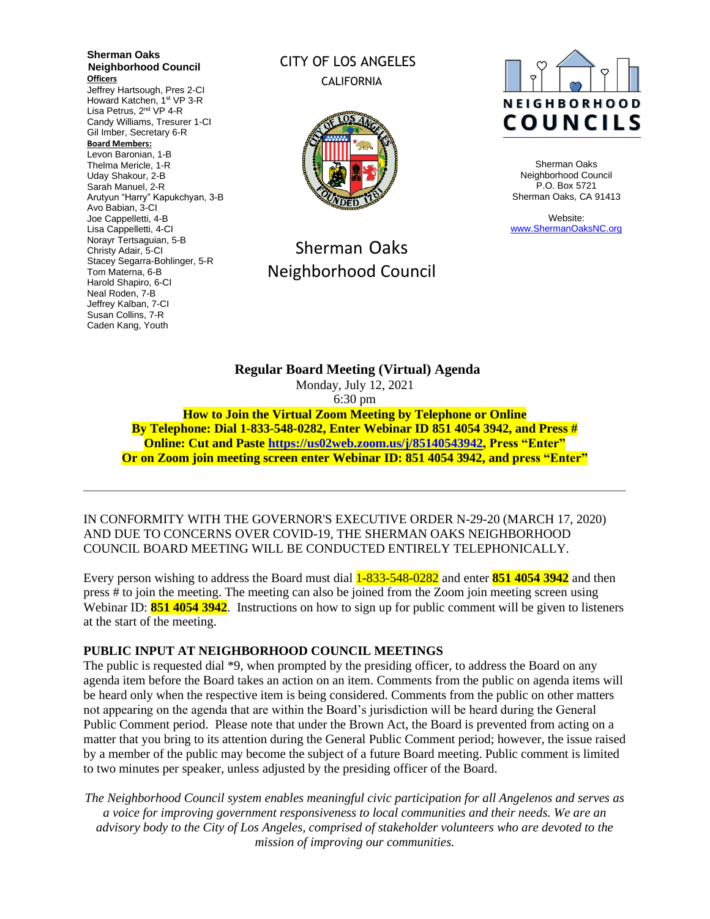**Sherman Oaks Neighborhood Council**

**Officers**

Jeffrey Hartsough, Pres 2-CI
Howard Katchen, 1st VP 3-R
Lisa Petrus, 2nd VP 4-R
Candy Williams, Tresurer 1-CI
Gil Imber, Secretary 6-R

**Board Members:**

Levon Baronian, 1-B
Thelma Mericle, 1-R
Uday Shakour, 2-B
Sarah Manuel, 2-R
Arutyun "Harry" Kapukchyan, 3-B
Avo Babian, 3-CI
Joe Cappelletti, 4-B
Lisa Cappelletti, 4-CI
Norayr Tertsaguian, 5-B
Christy Adair, 5-CI
Stacey Segarra-Bohlinger, 5-R
Tom Materna, 6-B
Harold Shapiro, 6-CI
Neal Roden, 7-B
Jeffrey Kalban, 7-CI
Susan Collins, 7-R
Caden Kang, Youth

CITY OF LOS ANGELES
CALIFORNIA

Sherman Oaks Neighborhood Council

NEIGHBORHOOD COUNCILS

Sherman Oaks Neighborhood Council
P.O. Box 5721
Sherman Oaks, CA 91413

Website:
www.ShermanOaksNC.org

## Regular Board Meeting (Virtual) Agenda

Monday, July 12, 2021
6:30 pm

**How to Join the Virtual Zoom Meeting by Telephone or Online**
**By Telephone: Dial 1-833-548-0282, Enter Webinar ID 851 4054 3942, and Press #**
**Online: Cut and Paste https://us02web.zoom.us/j/85140543942, Press "Enter"**
**Or on Zoom join meeting screen enter Webinar ID: 851 4054 3942, and press "Enter"**

---

IN CONFORMITY WITH THE GOVERNOR'S EXECUTIVE ORDER N-29-20 (MARCH 17, 2020) AND DUE TO CONCERNS OVER COVID-19, THE SHERMAN OAKS NEIGHBORHOOD COUNCIL BOARD MEETING WILL BE CONDUCTED ENTIRELY TELEPHONICALLY.

Every person wishing to address the Board must dial 1-833-548-0282 and enter **851 4054 3942** and then press # to join the meeting. The meeting can also be joined from the Zoom join meeting screen using Webinar ID: **851 4054 3942**. Instructions on how to sign up for public comment will be given to listeners at the start of the meeting.

### PUBLIC INPUT AT NEIGHBORHOOD COUNCIL MEETINGS

The public is requested dial *9, when prompted by the presiding officer, to address the Board on any agenda item before the Board takes an action on an item. Comments from the public on agenda items will be heard only when the respective item is being considered. Comments from the public on other matters not appearing on the agenda that are within the Board's jurisdiction will be heard during the General Public Comment period. Please note that under the Brown Act, the Board is prevented from acting on a matter that you bring to its attention during the General Public Comment period; however, the issue raised by a member of the public may become the subject of a future Board meeting. Public comment is limited to two minutes per speaker, unless adjusted by the presiding officer of the Board.

*The Neighborhood Council system enables meaningful civic participation for all Angelenos and serves as a voice for improving government responsiveness to local communities and their needs. We are an advisory body to the City of Los Angeles, comprised of stakeholder volunteers who are devoted to the mission of improving our communities.*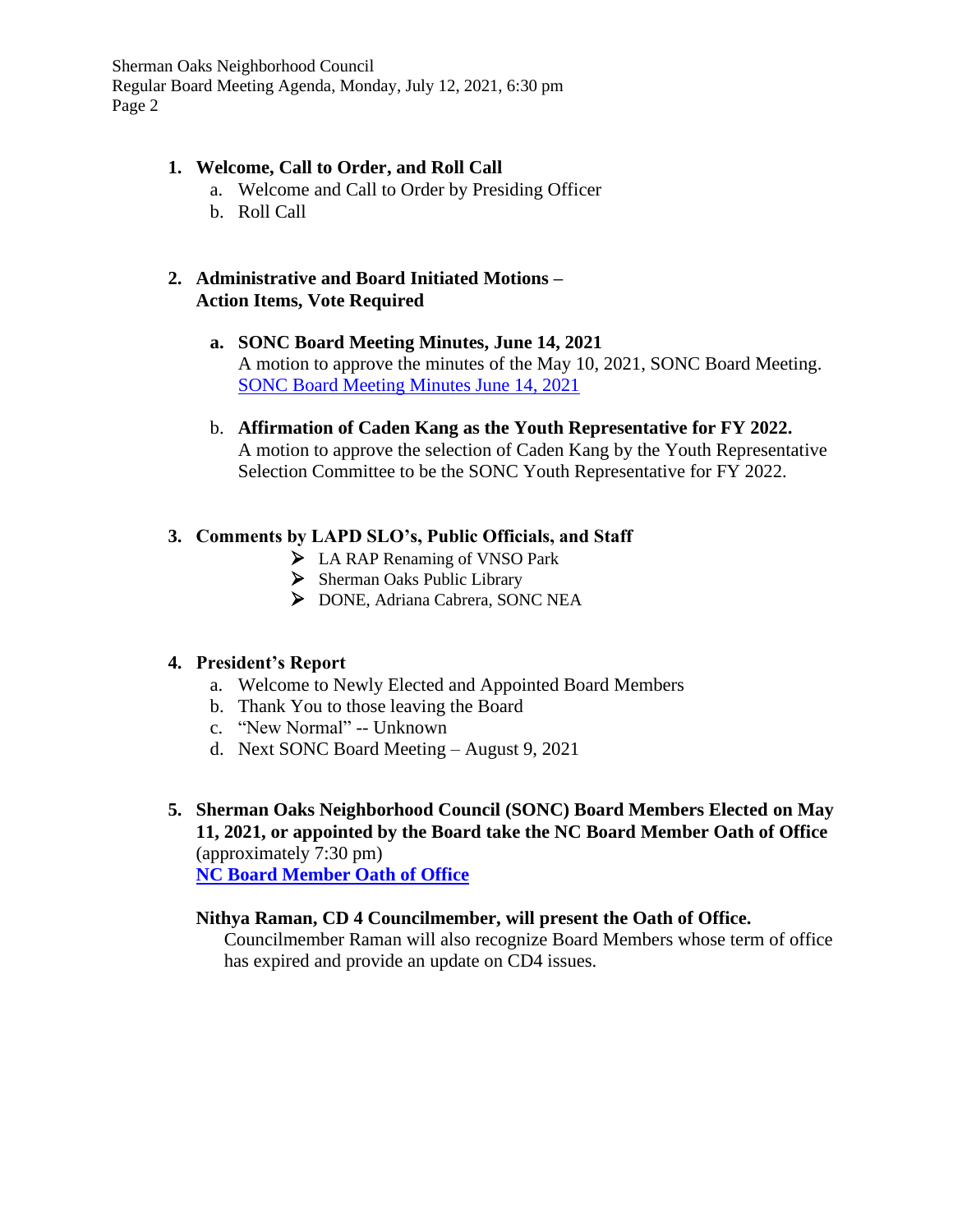1. **Welcome, Call to Order, and Roll Call**
   a. Welcome and Call to Order by Presiding Officer
   b. Roll Call

2. **Administrative and Board Initiated Motions – Action Items, Vote Required**

   a. **SONC Board Meeting Minutes, June 14, 2021**
   A motion to approve the minutes of the May 10, 2021, SONC Board Meeting.
   SONC Board Meeting Minutes June 14, 2021

   b. **Affirmation of Caden Kang as the Youth Representative for FY 2022.**
   A motion to approve the selection of Caden Kang by the Youth Representative Selection Committee to be the SONC Youth Representative for FY 2022.

3. **Comments by LAPD SLO's, Public Officials, and Staff**
   - LA RAP Renaming of VNSO Park
   - Sherman Oaks Public Library
   - DONE, Adriana Cabrera, SONC NEA

4. **President's Report**
   a. Welcome to Newly Elected and Appointed Board Members
   b. Thank You to those leaving the Board
   c. "New Normal" -- Unknown
   d. Next SONC Board Meeting – August 9, 2021

5. **Sherman Oaks Neighborhood Council (SONC) Board Members Elected on May 11, 2021, or appointed by the Board take the NC Board Member Oath of Office** (approximately 7:30 pm)
   **NC Board Member Oath of Office**

   **Nithya Raman, CD 4 Councilmember, will present the Oath of Office.**
   Councilmember Raman will also recognize Board Members whose term of office has expired and provide an update on CD4 issues.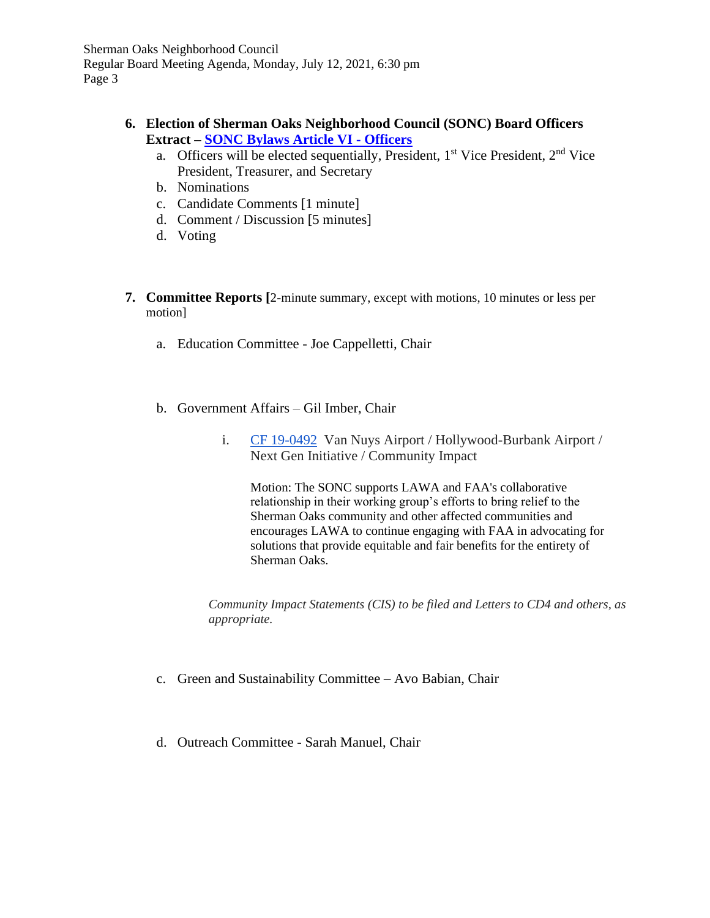6. **Election of Sherman Oaks Neighborhood Council (SONC) Board Officers Extract – SONC Bylaws Article VI - Officers**
   a. Officers will be elected sequentially, President, 1st Vice President, 2nd Vice President, Treasurer, and Secretary
   b. Nominations
   c. Candidate Comments [1 minute]
   d. Comment / Discussion [5 minutes]
   d. Voting

7. **Committee Reports [**2-minute summary, except with motions, 10 minutes or less per motion]

   a. Education Committee - Joe Cappelletti, Chair

   b. Government Affairs – Gil Imber, Chair

      i. CF 19-0492 Van Nuys Airport / Hollywood-Burbank Airport / Next Gen Initiative / Community Impact

         Motion: The SONC supports LAWA and FAA's collaborative relationship in their working group's efforts to bring relief to the Sherman Oaks community and other affected communities and encourages LAWA to continue engaging with FAA in advocating for solutions that provide equitable and fair benefits for the entirety of Sherman Oaks.

      *Community Impact Statements (CIS) to be filed and Letters to CD4 and others, as appropriate.*

   c. Green and Sustainability Committee – Avo Babian, Chair

   d. Outreach Committee - Sarah Manuel, Chair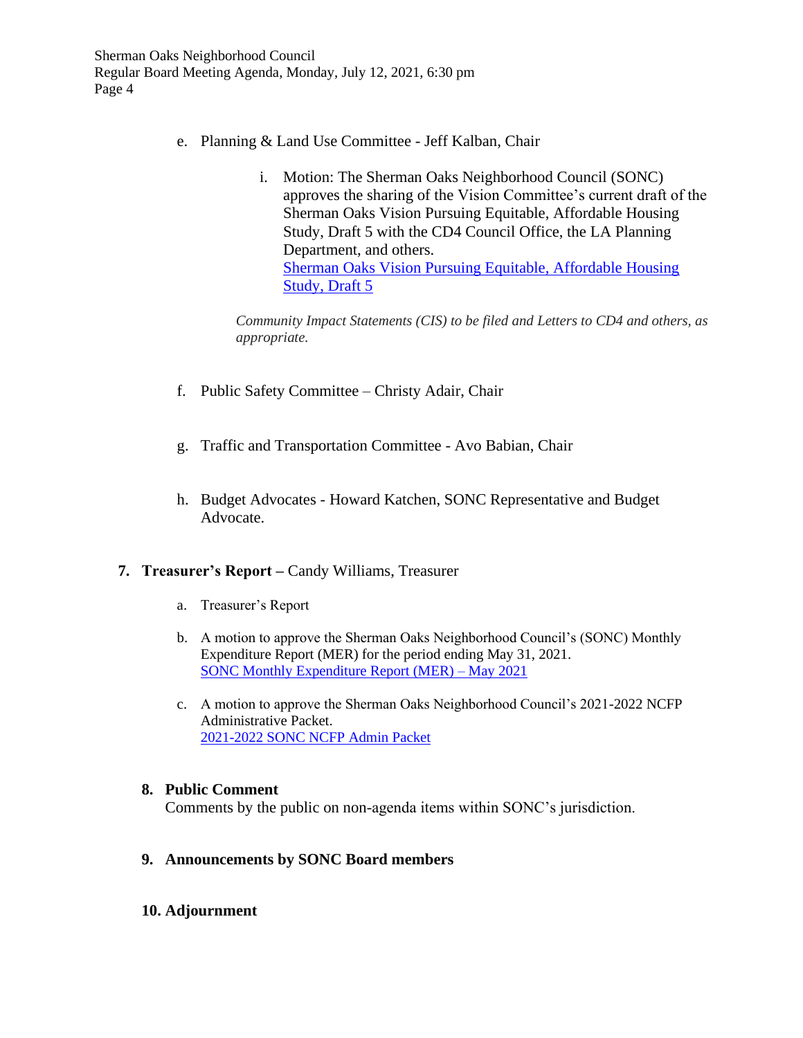e. Planning & Land Use Committee - Jeff Kalban, Chair

   i. Motion: The Sherman Oaks Neighborhood Council (SONC) approves the sharing of the Vision Committee's current draft of the Sherman Oaks Vision Pursuing Equitable, Affordable Housing Study, Draft 5 with the CD4 Council Office, the LA Planning Department, and others.
   Sherman Oaks Vision Pursuing Equitable, Affordable Housing Study, Draft 5

   *Community Impact Statements (CIS) to be filed and Letters to CD4 and others, as appropriate.*

f. Public Safety Committee – Christy Adair, Chair

g. Traffic and Transportation Committee - Avo Babian, Chair

h. Budget Advocates - Howard Katchen, SONC Representative and Budget Advocate.

**7. Treasurer's Report –** Candy Williams, Treasurer

a. Treasurer's Report

b. A motion to approve the Sherman Oaks Neighborhood Council's (SONC) Monthly Expenditure Report (MER) for the period ending May 31, 2021.
SONC Monthly Expenditure Report (MER) – May 2021

c. A motion to approve the Sherman Oaks Neighborhood Council's 2021-2022 NCFP Administrative Packet.
2021-2022 SONC NCFP Admin Packet

**8. Public Comment**

Comments by the public on non-agenda items within SONC's jurisdiction.

**9. Announcements by SONC Board members**

**10. Adjournment**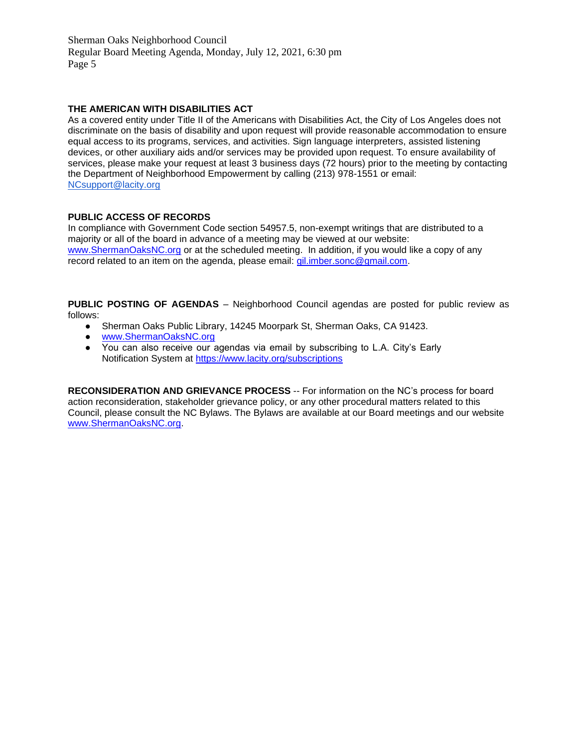### THE AMERICAN WITH DISABILITIES ACT

As a covered entity under Title II of the Americans with Disabilities Act, the City of Los Angeles does not discriminate on the basis of disability and upon request will provide reasonable accommodation to ensure equal access to its programs, services, and activities. Sign language interpreters, assisted listening devices, or other auxiliary aids and/or services may be provided upon request. To ensure availability of services, please make your request at least 3 business days (72 hours) prior to the meeting by contacting the Department of Neighborhood Empowerment by calling (213) 978-1551 or email: NCsupport@lacity.org

### PUBLIC ACCESS OF RECORDS

In compliance with Government Code section 54957.5, non-exempt writings that are distributed to a majority or all of the board in advance of a meeting may be viewed at our website: www.ShermanOaksNC.org or at the scheduled meeting. In addition, if you would like a copy of any record related to an item on the agenda, please email: gil.imber.sonc@gmail.com.

**PUBLIC POSTING OF AGENDAS** – Neighborhood Council agendas are posted for public review as follows:

- Sherman Oaks Public Library, 14245 Moorpark St, Sherman Oaks, CA 91423.
- www.ShermanOaksNC.org
- You can also receive our agendas via email by subscribing to L.A. City's Early Notification System at https://www.lacity.org/subscriptions

**RECONSIDERATION AND GRIEVANCE PROCESS** -- For information on the NC's process for board action reconsideration, stakeholder grievance policy, or any other procedural matters related to this Council, please consult the NC Bylaws. The Bylaws are available at our Board meetings and our website www.ShermanOaksNC.org.